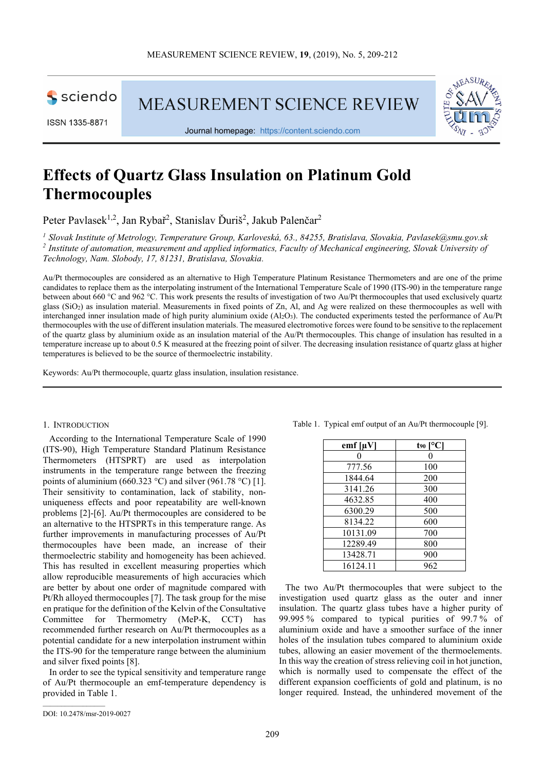# Effects of Quartz Glass Insulation on Platinum Gold Thermocouples

Peter Pavlasek[1,2], Jan Rybář[2], Stanislav Ďuriš[2], Jakub Palenčar[2]

*[1] Slovak Institute of Metrology, Temperature Group, Karloveská, 63., 84255, Bratislava, Slovakia, Pavlasek@smu.gov.sk*
*[2] Institute of automation, measurement and applied informatics, Faculty of Mechanical engineering, Slovak University of Technology, Nam. Slobody, 17, 81231, Bratislava, Slovakia.*

Au/Pt thermocouples are considered as an alternative to High Temperature Platinum Resistance Thermometers and are one of the prime candidates to replace them as the interpolating instrument of the International Temperature Scale of 1990 (ITS-90) in the temperature range between about 660 °C and 962 °C. This work presents the results of investigation of two Au/Pt thermocouples that used exclusively quartz glass ($SiO_2$) as insulation material. Measurements in fixed points of Zn, Al, and Ag were realized on these thermocouples as well with interchanged inner insulation made of high purity aluminium oxide ($Al_2O_3$). The conducted experiments tested the performance of Au/Pt thermocouples with the use of different insulation materials. The measured electromotive forces were found to be sensitive to the replacement of the quartz glass by aluminium oxide as an insulation material of the Au/Pt thermocouples. This change of insulation has resulted in a temperature increase up to about 0.5 K measured at the freezing point of silver. The decreasing insulation resistance of quartz glass at higher temperatures is believed to be the source of thermoelectric instability.

Keywords: Au/Pt thermocouple, quartz glass insulation, insulation resistance.

## 1. Introduction

According to the International Temperature Scale of 1990 (ITS-90), High Temperature Standard Platinum Resistance Thermometers (HTSPRT) are used as interpolation instruments in the temperature range between the freezing points of aluminium (660.323 °C) and silver (961.78 °C) [1]. Their sensitivity to contamination, lack of stability, non-uniqueness effects and poor repeatability are well-known problems [2]-[6]. Au/Pt thermocouples are considered to be an alternative to the HTSPRTs in this temperature range. As further improvements in manufacturing processes of Au/Pt thermocouples have been made, an increase of their thermoelectric stability and homogeneity has been achieved. This has resulted in excellent measuring properties which allow reproducible measurements of high accuracies which are better by about one order of magnitude compared with Pt/Rh alloyed thermocouples [7]. The task group for the mise en pratique for the definition of the Kelvin of the Consultative Committee for Thermometry (MeP-K, CCT) has recommended further research on Au/Pt thermocouples as a potential candidate for a new interpolation instrument within the ITS-90 for the temperature range between the aluminium and silver fixed points [8].

In order to see the typical sensitivity and temperature range of Au/Pt thermocouple an emf-temperature dependency is provided in Table 1.

Table 1. Typical emf output of an Au/Pt thermocouple [9].

| emf [μV] | $t_{90}$ [°C] |
|---|---|
| 0 | 0 |
| 777.56 | 100 |
| 1844.64 | 200 |
| 3141.26 | 300 |
| 4632.85 | 400 |
| 6300.29 | 500 |
| 8134.22 | 600 |
| 10131.09 | 700 |
| 12289.49 | 800 |
| 13428.71 | 900 |
| 16124.11 | 962 |

The two Au/Pt thermocouples that were subject to the investigation used quartz glass as the outer and inner insulation. The quartz glass tubes have a higher purity of 99.995 % compared to typical purities of 99.7 % of aluminium oxide and have a smoother surface of the inner holes of the insulation tubes compared to aluminium oxide tubes, allowing an easier movement of the thermoelements. In this way the creation of stress relieving coil in hot junction, which is normally used to compensate the effect of the different expansion coefficients of gold and platinum, is no longer required. Instead, the unhindered movement of the

DOI: 10.2478/msr-2019-0027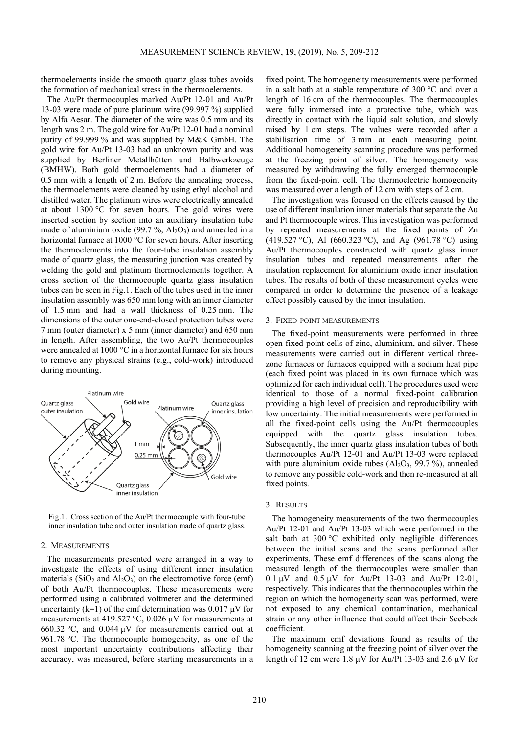thermoelements inside the smooth quartz glass tubes avoids the formation of mechanical stress in the thermoelements.

The Au/Pt thermocouples marked Au/Pt 12-01 and Au/Pt 13-03 were made of pure platinum wire (99.997 %) supplied by Alfa Aesar. The diameter of the wire was 0.5 mm and its length was 2 m. The gold wire for Au/Pt 12-01 had a nominal purity of 99.999 % and was supplied by M&K GmbH. The gold wire for Au/Pt 13-03 had an unknown purity and was supplied by Berliner Metallhütten und Halbwerkzeuge (BMHW). Both gold thermoelements had a diameter of 0.5 mm with a length of 2 m. Before the annealing process, the thermoelements were cleaned by using ethyl alcohol and distilled water. The platinum wires were electrically annealed at about 1300 °C for seven hours. The gold wires were inserted section by section into an auxiliary insulation tube made of aluminium oxide (99.7 %, $Al_2O_3$) and annealed in a horizontal furnace at 1000 °C for seven hours. After inserting the thermoelements into the four-tube insulation assembly made of quartz glass, the measuring junction was created by welding the gold and platinum thermoelements together. A cross section of the thermocouple quartz glass insulation tubes can be seen in Fig.1. Each of the tubes used in the inner insulation assembly was 650 mm long with an inner diameter of 1.5 mm and had a wall thickness of 0.25 mm. The dimensions of the outer one-end-closed protection tubes were 7 mm (outer diameter) x 5 mm (inner diameter) and 650 mm in length. After assembling, the two Au/Pt thermocouples were annealed at 1000 °C in a horizontal furnace for six hours to remove any physical strains (e.g., cold-work) introduced during mounting.

Fig.1. Cross section of the Au/Pt thermocouple with four-tube inner insulation tube and outer insulation made of quartz glass.

## 2. Measurements

The measurements presented were arranged in a way to investigate the effects of using different inner insulation materials ($SiO_2$ and $Al_2O_3$) on the electromotive force (emf) of both Au/Pt thermocouples. These measurements were performed using a calibrated voltmeter and the determined uncertainty (k=1) of the emf determination was 0.017 µV for measurements at 419.527 °C, 0.026 µV for measurements at 660.32 °C, and 0.044 µV for measurements carried out at 961.78 °C. The thermocouple homogeneity, as one of the most important uncertainty contributions affecting their accuracy, was measured, before starting measurements in a fixed point. The homogeneity measurements were performed in a salt bath at a stable temperature of 300 °C and over a length of 16 cm of the thermocouples. The thermocouples were fully immersed into a protective tube, which was directly in contact with the liquid salt solution, and slowly raised by 1 cm steps. The values were recorded after a stabilisation time of 3 min at each measuring point. Additional homogeneity scanning procedure was performed at the freezing point of silver. The homogeneity was measured by withdrawing the fully emerged thermocouple from the fixed-point cell. The thermoelectric homogeneity was measured over a length of 12 cm with steps of 2 cm.

The investigation was focused on the effects caused by the use of different insulation inner materials that separate the Au and Pt thermocouple wires. This investigation was performed by repeated measurements at the fixed points of Zn (419.527 °C), Al (660.323 °C), and Ag (961.78 °C) using Au/Pt thermocouples constructed with quartz glass inner insulation tubes and repeated measurements after the insulation replacement for aluminium oxide inner insulation tubes. The results of both of these measurement cycles were compared in order to determine the presence of a leakage effect possibly caused by the inner insulation.

## 3. Fixed-point measurements

The fixed-point measurements were performed in three open fixed-point cells of zinc, aluminium, and silver. These measurements were carried out in different vertical three-zone furnaces or furnaces equipped with a sodium heat pipe (each fixed point was placed in its own furnace which was optimized for each individual cell). The procedures used were identical to those of a normal fixed-point calibration providing a high level of precision and reproducibility with low uncertainty. The initial measurements were performed in all the fixed-point cells using the Au/Pt thermocouples equipped with the quartz glass insulation tubes. Subsequently, the inner quartz glass insulation tubes of both thermocouples Au/Pt 12-01 and Au/Pt 13-03 were replaced with pure aluminium oxide tubes ($Al_2O_3$, 99.7 %), annealed to remove any possible cold-work and then re-measured at all fixed points.

## 3. Results

The homogeneity measurements of the two thermocouples Au/Pt 12-01 and Au/Pt 13-03 which were performed in the salt bath at 300 °C exhibited only negligible differences between the initial scans and the scans performed after experiments. These emf differences of the scans along the measured length of the thermocouples were smaller than 0.1 µV and 0.5 µV for Au/Pt 13-03 and Au/Pt 12-01, respectively. This indicates that the thermocouples within the region on which the homogeneity scan was performed, were not exposed to any chemical contamination, mechanical strain or any other influence that could affect their Seebeck coefficient.

The maximum emf deviations found as results of the homogeneity scanning at the freezing point of silver over the length of 12 cm were 1.8 µV for Au/Pt 13-03 and 2.6 µV for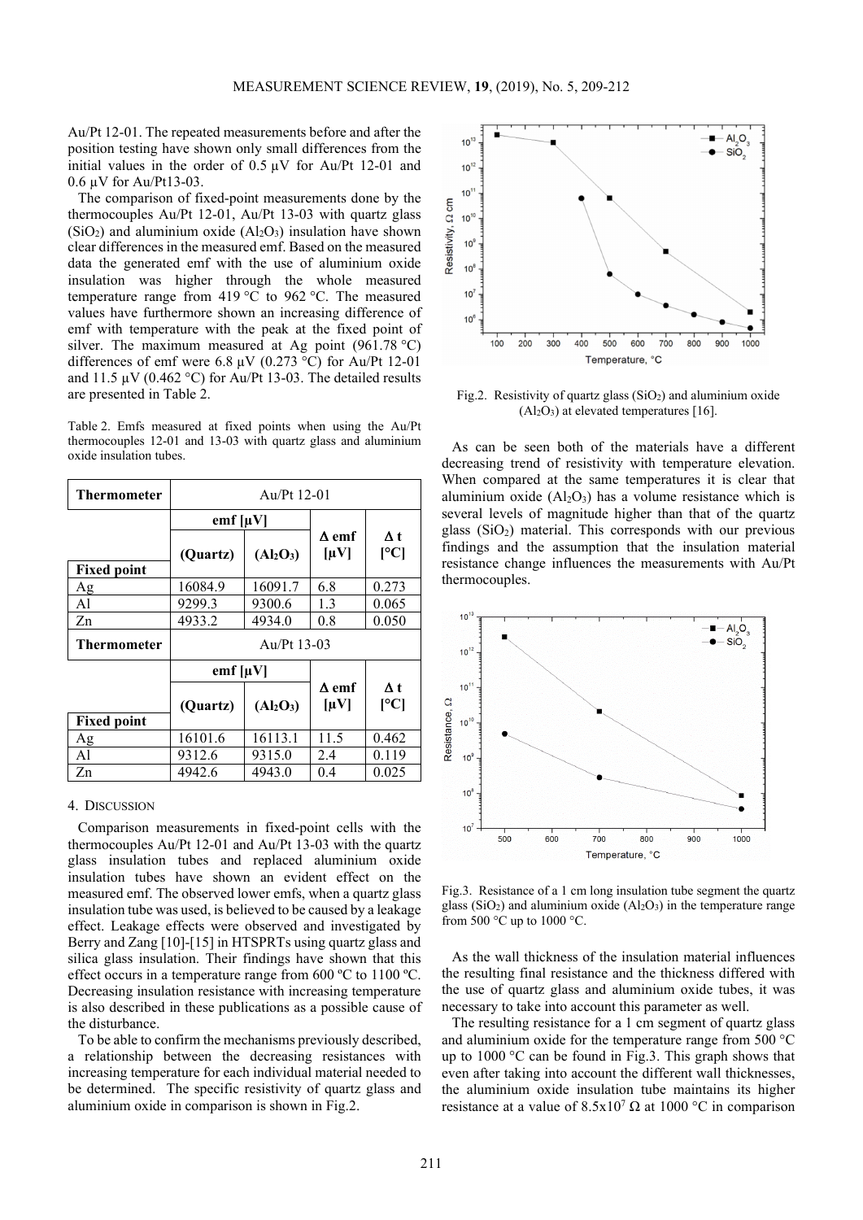Au/Pt 12-01. The repeated measurements before and after the position testing have shown only small differences from the initial values in the order of 0.5 µV for Au/Pt 12-01 and 0.6 µV for Au/Pt13-03.

The comparison of fixed-point measurements done by the thermocouples Au/Pt 12-01, Au/Pt 13-03 with quartz glass ($SiO_2$) and aluminium oxide ($Al_2O_3$) insulation have shown clear differences in the measured emf. Based on the measured data the generated emf with the use of aluminium oxide insulation was higher through the whole measured temperature range from 419 °C to 962 °C. The measured values have furthermore shown an increasing difference of emf with temperature with the peak at the fixed point of silver. The maximum measured at Ag point (961.78 °C) differences of emf were 6.8 µV (0.273 °C) for Au/Pt 12-01 and 11.5 µV (0.462 °C) for Au/Pt 13-03. The detailed results are presented in Table 2.

Table 2. Emfs measured at fixed points when using the Au/Pt thermocouples 12-01 and 13-03 with quartz glass and aluminium oxide insulation tubes.

| **Thermometer** | Au/Pt 12-01 | | | |
|---|---|---|---|---|
| | **emf [µV]** | | | |
| | **(Quartz)** | **($Al_2O_3$)** | **Δ emf [µV]** | **Δ t [°C]** |
| **Fixed point** | | | | |
| Ag | 16084.9 | 16091.7 | 6.8 | 0.273 |
| Al | 9299.3 | 9300.6 | 1.3 | 0.065 |
| Zn | 4933.2 | 4934.0 | 0.8 | 0.050 |
| **Thermometer** | Au/Pt 13-03 | | | |
| | **emf [µV]** | | | |
| | **(Quartz)** | **($Al_2O_3$)** | **Δ emf [µV]** | **Δ t [°C]** |
| **Fixed point** | | | | |
| Ag | 16101.6 | 16113.1 | 11.5 | 0.462 |
| Al | 9312.6 | 9315.0 | 2.4 | 0.119 |
| Zn | 4942.6 | 4943.0 | 0.4 | 0.025 |

## 4. Discussion

Comparison measurements in fixed-point cells with the thermocouples Au/Pt 12-01 and Au/Pt 13-03 with the quartz glass insulation tubes and replaced aluminium oxide insulation tubes have shown an evident effect on the measured emf. The observed lower emfs, when a quartz glass insulation tube was used, is believed to be caused by a leakage effect. Leakage effects were observed and investigated by Berry and Zang [10]-[15] in HTSPRTs using quartz glass and silica glass insulation. Their findings have shown that this effect occurs in a temperature range from 600 ºC to 1100 ºC. Decreasing insulation resistance with increasing temperature is also described in these publications as a possible cause of the disturbance.

To be able to confirm the mechanisms previously described, a relationship between the decreasing resistances with increasing temperature for each individual material needed to be determined. The specific resistivity of quartz glass and aluminium oxide in comparison is shown in Fig.2.

Resistivity, Ω cm
Temperature, °C
$Al_2O_3$
$SiO_2$

Fig.2. Resistivity of quartz glass ($SiO_2$) and aluminium oxide ($Al_2O_3$) at elevated temperatures [16].

As can be seen both of the materials have a different decreasing trend of resistivity with temperature elevation. When compared at the same temperatures it is clear that aluminium oxide ($Al_2O_3$) has a volume resistance which is several levels of magnitude higher than that of the quartz glass ($SiO_2$) material. This corresponds with our previous findings and the assumption that the insulation material resistance change influences the measurements with Au/Pt thermocouples.

Resistance, Ω
Temperature, °C
$Al_2O_3$
$SiO_2$

Fig.3. Resistance of a 1 cm long insulation tube segment the quartz glass ($SiO_2$) and aluminium oxide ($Al_2O_3$) in the temperature range from 500 °C up to 1000 °C.

As the wall thickness of the insulation material influences the resulting final resistance and the thickness differed with the use of quartz glass and aluminium oxide tubes, it was necessary to take into account this parameter as well.

The resulting resistance for a 1 cm segment of quartz glass and aluminium oxide for the temperature range from 500 °C up to 1000 °C can be found in Fig.3. This graph shows that even after taking into account the different wall thicknesses, the aluminium oxide insulation tube maintains its higher resistance at a value of $8.5 \times 10^7$ Ω at 1000 °C in comparison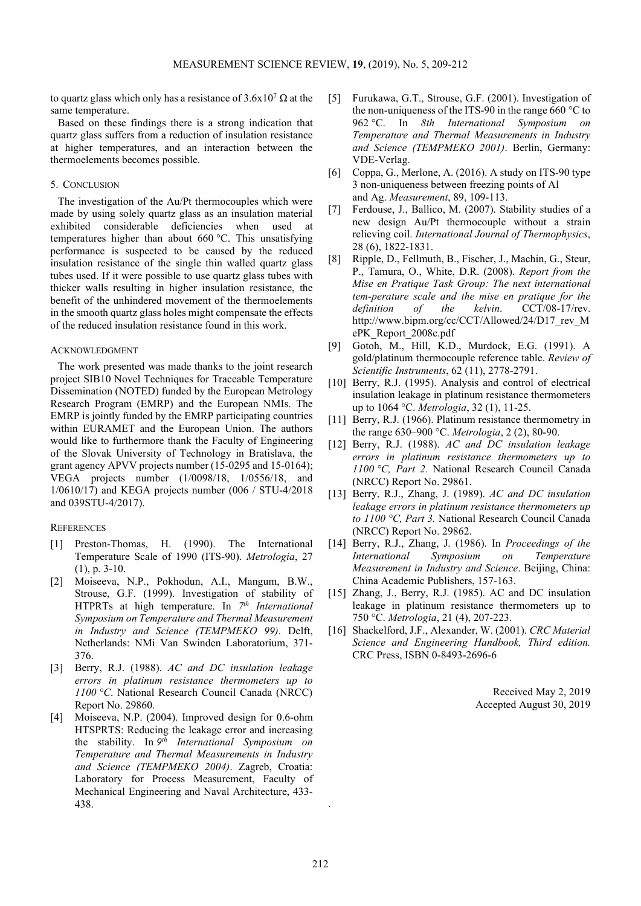to quartz glass which only has a resistance of $3.6 \times 10^7\ \Omega$ at the same temperature.

Based on these findings there is a strong indication that quartz glass suffers from a reduction of insulation resistance at higher temperatures, and an interaction between the thermoelements becomes possible.

## 5. Conclusion

The investigation of the Au/Pt thermocouples which were made by using solely quartz glass as an insulation material exhibited considerable deficiencies when used at temperatures higher than about 660 °C. This unsatisfying performance is suspected to be caused by the reduced insulation resistance of the single thin walled quartz glass tubes used. If it were possible to use quartz glass tubes with thicker walls resulting in higher insulation resistance, the benefit of the unhindered movement of the thermoelements in the smooth quartz glass holes might compensate the effects of the reduced insulation resistance found in this work.

## Acknowledgment

The work presented was made thanks to the joint research project SIB10 Novel Techniques for Traceable Temperature Dissemination (NOTED) funded by the European Metrology Research Program (EMRP) and the European NMIs. The EMRP is jointly funded by the EMRP participating countries within EURAMET and the European Union. The authors would like to furthermore thank the Faculty of Engineering of the Slovak University of Technology in Bratislava, the grant agency APVV projects number (15-0295 and 15-0164); VEGA projects number (1/0098/18, 1/0556/18, and 1/0610/17) and KEGA projects number (006 / STU-4/2018 and 039STU-4/2017).

## References

[1] Preston-Thomas, H. (1990). The International Temperature Scale of 1990 (ITS-90). *Metrologia*, 27 (1), p. 3-10.

[2] Moiseeva, N.P., Pokhodun, A.I., Mangum, B.W., Strouse, G.F. (1999). Investigation of stability of HTPRTs at high temperature. In *7th International Symposium on Temperature and Thermal Measurement in Industry and Science (TEMPMEKO 99)*. Delft, Netherlands: NMi Van Swinden Laboratorium, 371-376.

[3] Berry, R.J. (1988). *AC and DC insulation leakage errors in platinum resistance thermometers up to 1100 °C*. National Research Council Canada (NRCC) Report No. 29860.

[4] Moiseeva, N.P. (2004). Improved design for 0.6-ohm HTSPRTS: Reducing the leakage error and increasing the stability. In *9th International Symposium on Temperature and Thermal Measurements in Industry and Science (TEMPMEKO 2004)*. Zagreb, Croatia: Laboratory for Process Measurement, Faculty of Mechanical Engineering and Naval Architecture, 433-438.

[5] Furukawa, G.T., Strouse, G.F. (2001). Investigation of the non-uniqueness of the ITS-90 in the range 660 °C to 962 °C. In *8th International Symposium on Temperature and Thermal Measurements in Industry and Science (TEMPMEKO 2001)*. Berlin, Germany: VDE-Verlag.

[6] Coppa, G., Merlone, A. (2016). A study on ITS-90 type 3 non-uniqueness between freezing points of Al and Ag. *Measurement*, 89, 109-113.

[7] Ferdouse, J., Ballico, M. (2007). Stability studies of a new design Au/Pt thermocouple without a strain relieving coil. *International Journal of Thermophysics*, 28 (6), 1822-1831.

[8] Ripple, D., Fellmuth, B., Fischer, J., Machin, G., Steur, P., Tamura, O., White, D.R. (2008). *Report from the Mise en Pratique Task Group: The next international tem-perature scale and the mise en pratique for the definition of the kelvin*. CCT/08-17/rev. http://www.bipm.org/cc/CCT/Allowed/24/D17_rev_MePK_Report_2008c.pdf

[9] Gotoh, M., Hill, K.D., Murdock, E.G. (1991). A gold/platinum thermocouple reference table. *Review of Scientific Instruments*, 62 (11), 2778-2791.

[10] Berry, R.J. (1995). Analysis and control of electrical insulation leakage in platinum resistance thermometers up to 1064 °C. *Metrologia*, 32 (1), 11-25.

[11] Berry, R.J. (1966). Platinum resistance thermometry in the range 630–900 °C. *Metrologia*, 2 (2), 80-90.

[12] Berry, R.J. (1988). *AC and DC insulation leakage errors in platinum resistance thermometers up to 1100 °C, Part 2.* National Research Council Canada (NRCC) Report No. 29861.

[13] Berry, R.J., Zhang, J. (1989). *AC and DC insulation leakage errors in platinum resistance thermometers up to 1100 °C, Part 3.* National Research Council Canada (NRCC) Report No. 29862.

[14] Berry, R.J., Zhang, J. (1986). In *Proceedings of the International Symposium on Temperature Measurement in Industry and Science*. Beijing, China: China Academic Publishers, 157-163.

[15] Zhang, J., Berry, R.J. (1985). AC and DC insulation leakage in platinum resistance thermometers up to 750 °C. *Metrologia*, 21 (4), 207-223.

[16] Shackelford, J.F., Alexander, W. (2001). *CRC Material Science and Engineering Handbook, Third edition.* CRC Press, ISBN 0-8493-2696-6

Received May 2, 2019
Accepted August 30, 2019